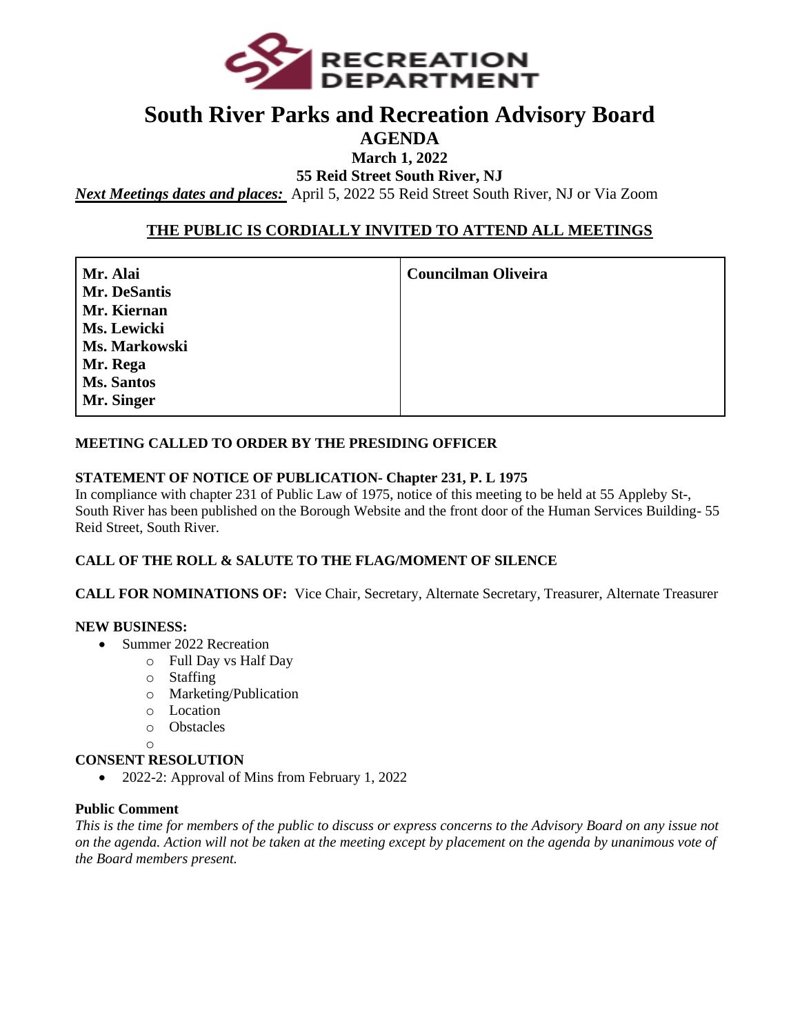RECREATION DEPARTMENT

# South River Parks and Recreation Advisory Board

## AGENDA

**March 1, 2022**

**55 Reid Street South River, NJ**

***Next Meetings dates and places:*** April 5, 2022 55 Reid Street South River, NJ or Via Zoom

**THE PUBLIC IS CORDIALLY INVITED TO ATTEND ALL MEETINGS**

| | |
|---|---|
| **Mr. Alai**<br>**Mr. DeSantis**<br>**Mr. Kiernan**<br>**Ms. Lewicki**<br>**Ms. Markowski**<br>**Mr. Rega**<br>**Ms. Santos**<br>**Mr. Singer** | **Councilman Oliveira** |

**MEETING CALLED TO ORDER BY THE PRESIDING OFFICER**

**STATEMENT OF NOTICE OF PUBLICATION- Chapter 231, P. L 1975**

In compliance with chapter 231 of Public Law of 1975, notice of this meeting to be held at 55 Appleby St-, South River has been published on the Borough Website and the front door of the Human Services Building- 55 Reid Street, South River.

**CALL OF THE ROLL & SALUTE TO THE FLAG/MOMENT OF SILENCE**

**CALL FOR NOMINATIONS OF:** Vice Chair, Secretary, Alternate Secretary, Treasurer, Alternate Treasurer

**NEW BUSINESS:**

- Summer 2022 Recreation
  - Full Day vs Half Day
  - Staffing
  - Marketing/Publication
  - Location
  - Obstacles

**CONSENT RESOLUTION**

- 2022-2: Approval of Mins from February 1, 2022

**Public Comment**

*This is the time for members of the public to discuss or express concerns to the Advisory Board on any issue not on the agenda. Action will not be taken at the meeting except by placement on the agenda by unanimous vote of the Board members present.*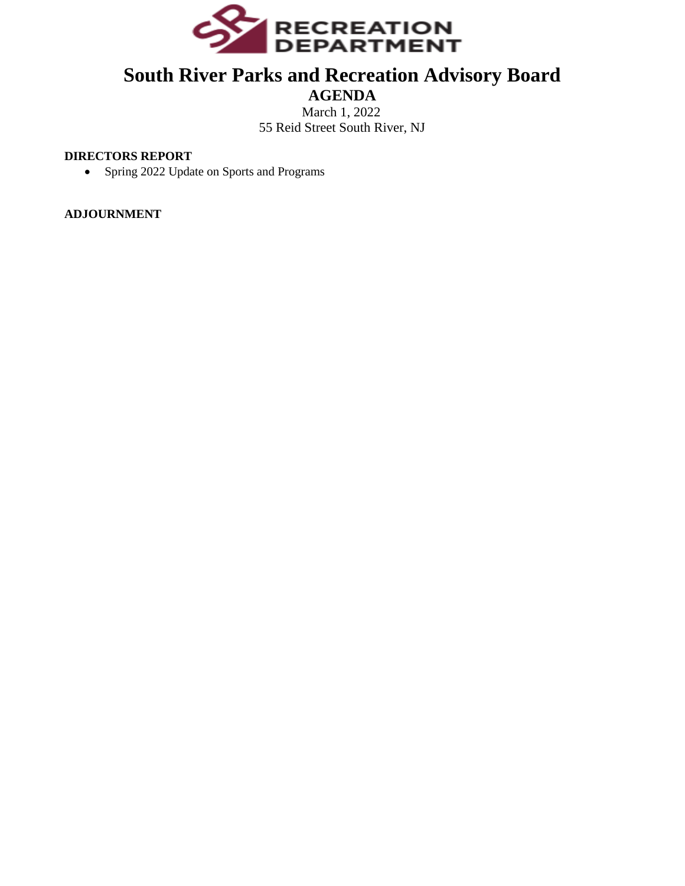# South River Parks and Recreation Advisory Board

## AGENDA

March 1, 2022

55 Reid Street South River, NJ

**DIRECTORS REPORT**

- Spring 2022 Update on Sports and Programs

**ADJOURNMENT**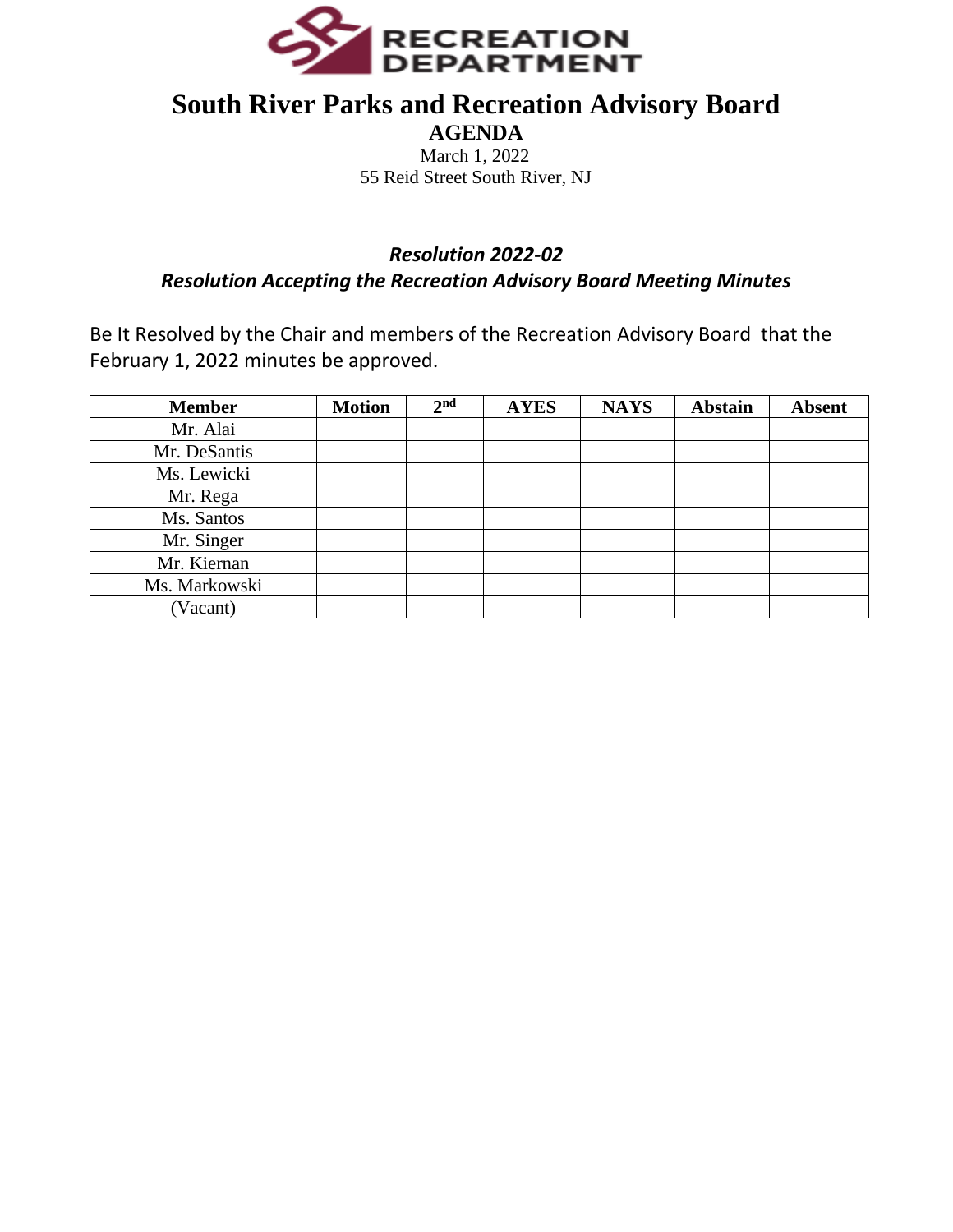RECREATION DEPARTMENT

# South River Parks and Recreation Advisory Board

## AGENDA

March 1, 2022

55 Reid Street South River, NJ

### *Resolution 2022-02*

### *Resolution Accepting the Recreation Advisory Board Meeting Minutes*

Be It Resolved by the Chair and members of the Recreation Advisory Board that the February 1, 2022 minutes be approved.

| Member | Motion | 2nd | AYES | NAYS | Abstain | Absent |
|---|---|---|---|---|---|---|
| Mr. Alai | | | | | | |
| Mr. DeSantis | | | | | | |
| Ms. Lewicki | | | | | | |
| Mr. Rega | | | | | | |
| Ms. Santos | | | | | | |
| Mr. Singer | | | | | | |
| Mr. Kiernan | | | | | | |
| Ms. Markowski | | | | | | |
| (Vacant) | | | | | | |